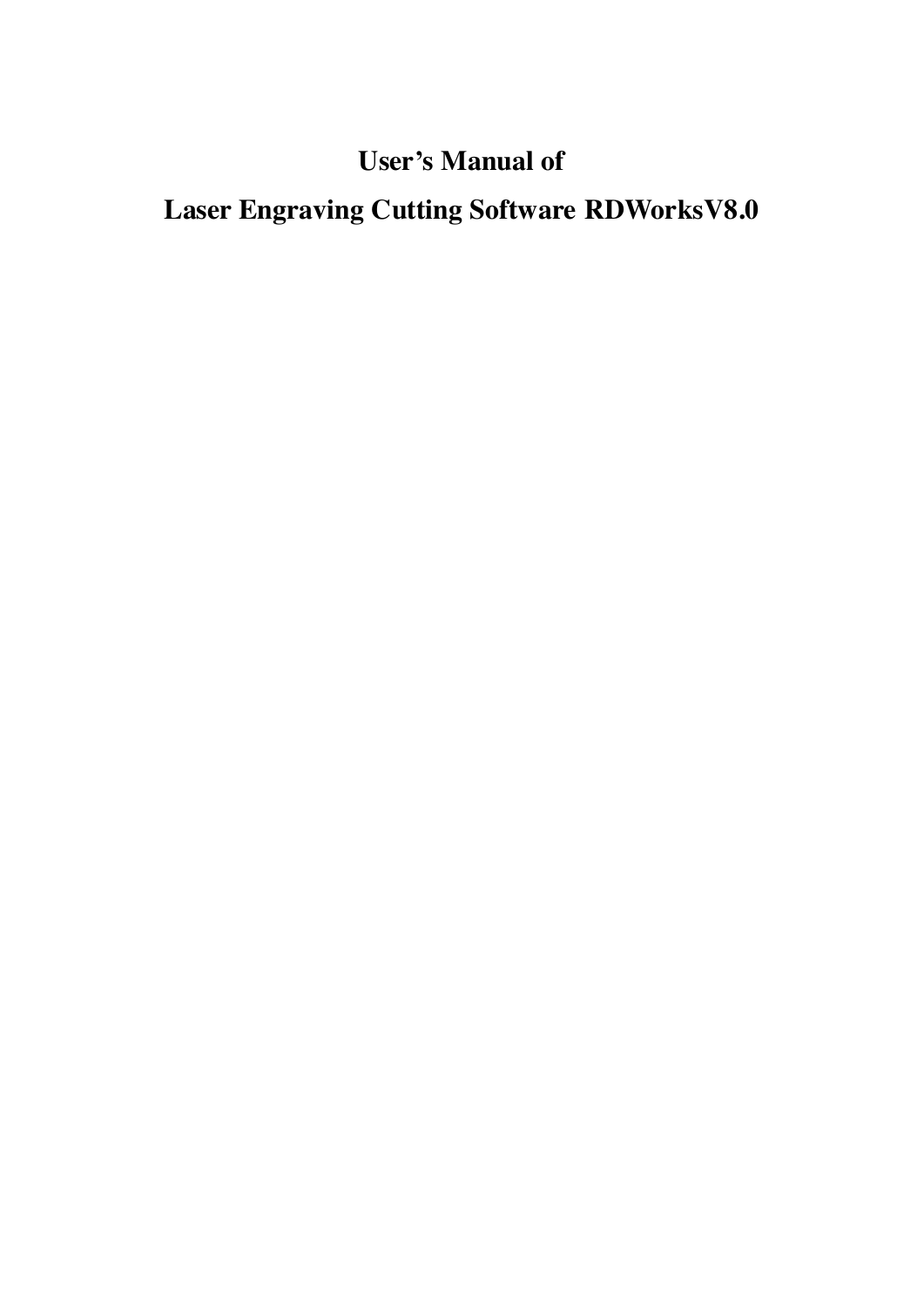# User's Manual of

# Laser Engraving Cutting Software RDWorksV8.0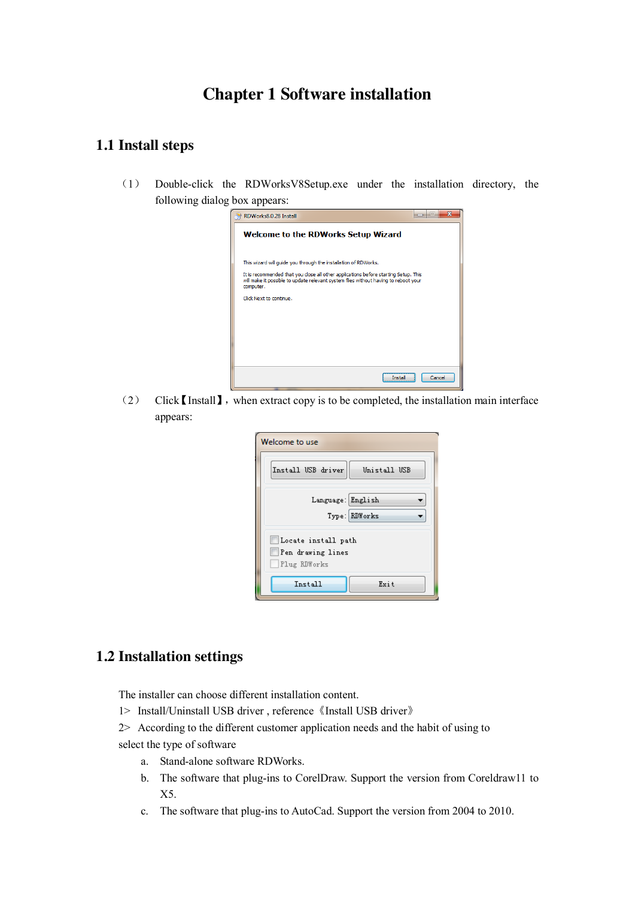# Chapter 1 Software installation

## 1.1 Install steps

（1） Double-click the RDWorksV8Setup.exe under the installation directory, the following dialog box appears:

（2） Click【Install】, when extract copy is to be completed, the installation main interface appears:

## 1.2 Installation settings

The installer can choose different installation content.

1> Install/Uninstall USB driver , reference《Install USB driver》

2> According to the different customer application needs and the habit of using to select the type of software

a. Stand-alone software RDWorks.

b. The software that plug-ins to CorelDraw. Support the version from Coreldraw11 to X5.

c. The software that plug-ins to AutoCad. Support the version from 2004 to 2010.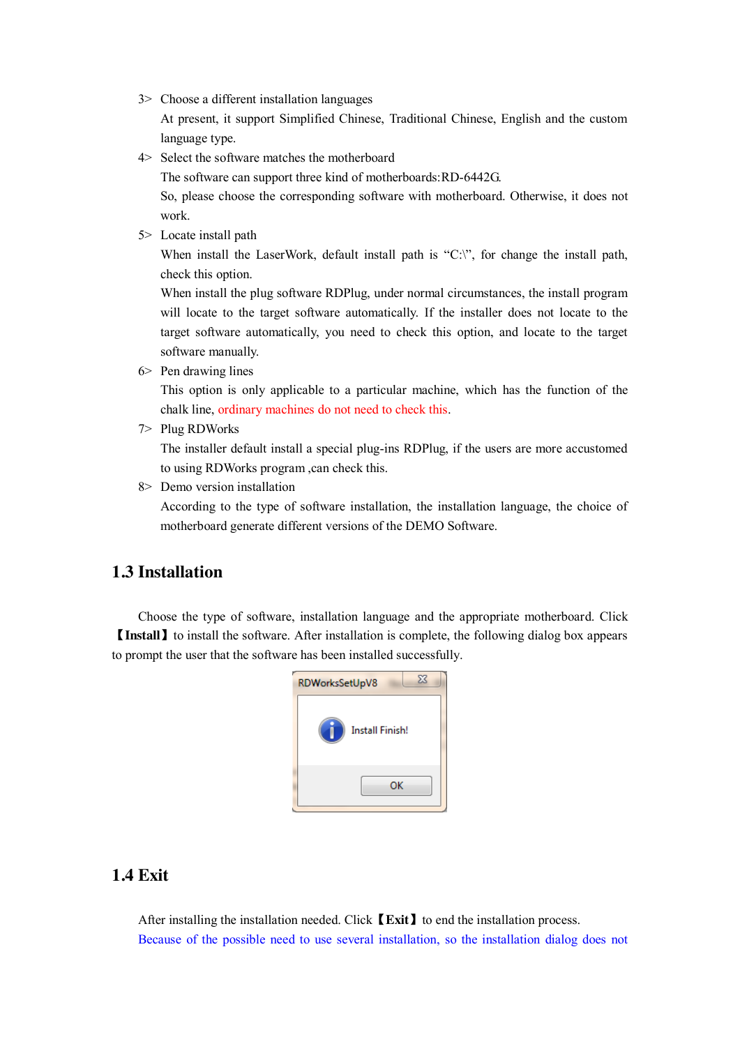3> Choose a different installation languages

At present, it support Simplified Chinese, Traditional Chinese, English and the custom language type.

4> Select the software matches the motherboard

The software can support three kind of motherboards:RD-6442G.

So, please choose the corresponding software with motherboard. Otherwise, it does not work.

5> Locate install path

When install the LaserWork, default install path is "C:\", for change the install path, check this option.

When install the plug software RDPlug, under normal circumstances, the install program will locate to the target software automatically. If the installer does not locate to the target software automatically, you need to check this option, and locate to the target software manually.

6> Pen drawing lines

This option is only applicable to a particular machine, which has the function of the chalk line, ordinary machines do not need to check this.

7> Plug RDWorks

The installer default install a special plug-ins RDPlug, if the users are more accustomed to using RDWorks program ,can check this.

8> Demo version installation

According to the type of software installation, the installation language, the choice of motherboard generate different versions of the DEMO Software.

## 1.3 Installation

Choose the type of software, installation language and the appropriate motherboard. Click **【Install】** to install the software. After installation is complete, the following dialog box appears to prompt the user that the software has been installed successfully.

RDWorksSetUpV8

Install Finish!

OK

## 1.4 Exit

After installing the installation needed. Click **【Exit】** to end the installation process.

Because of the possible need to use several installation, so the installation dialog does not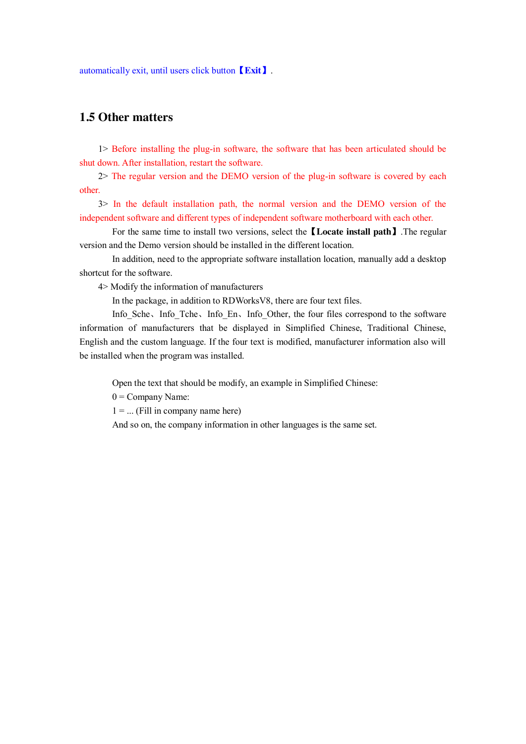automatically exit, until users click button【**Exit**】.

## 1.5 Other matters

1> Before installing the plug-in software, the software that has been articulated should be shut down. After installation, restart the software.

2> The regular version and the DEMO version of the plug-in software is covered by each other.

3> In the default installation path, the normal version and the DEMO version of the independent software and different types of independent software motherboard with each other.

For the same time to install two versions, select the【**Locate install path**】.The regular version and the Demo version should be installed in the different location.

In addition, need to the appropriate software installation location, manually add a desktop shortcut for the software.

4> Modify the information of manufacturers

In the package, in addition to RDWorksV8, there are four text files.

Info_Sche、Info_Tche、Info_En、Info_Other, the four files correspond to the software information of manufacturers that be displayed in Simplified Chinese, Traditional Chinese, English and the custom language. If the four text is modified, manufacturer information also will be installed when the program was installed.

Open the text that should be modify, an example in Simplified Chinese:

0 = Company Name:

1 = ... (Fill in company name here)

And so on, the company information in other languages is the same set.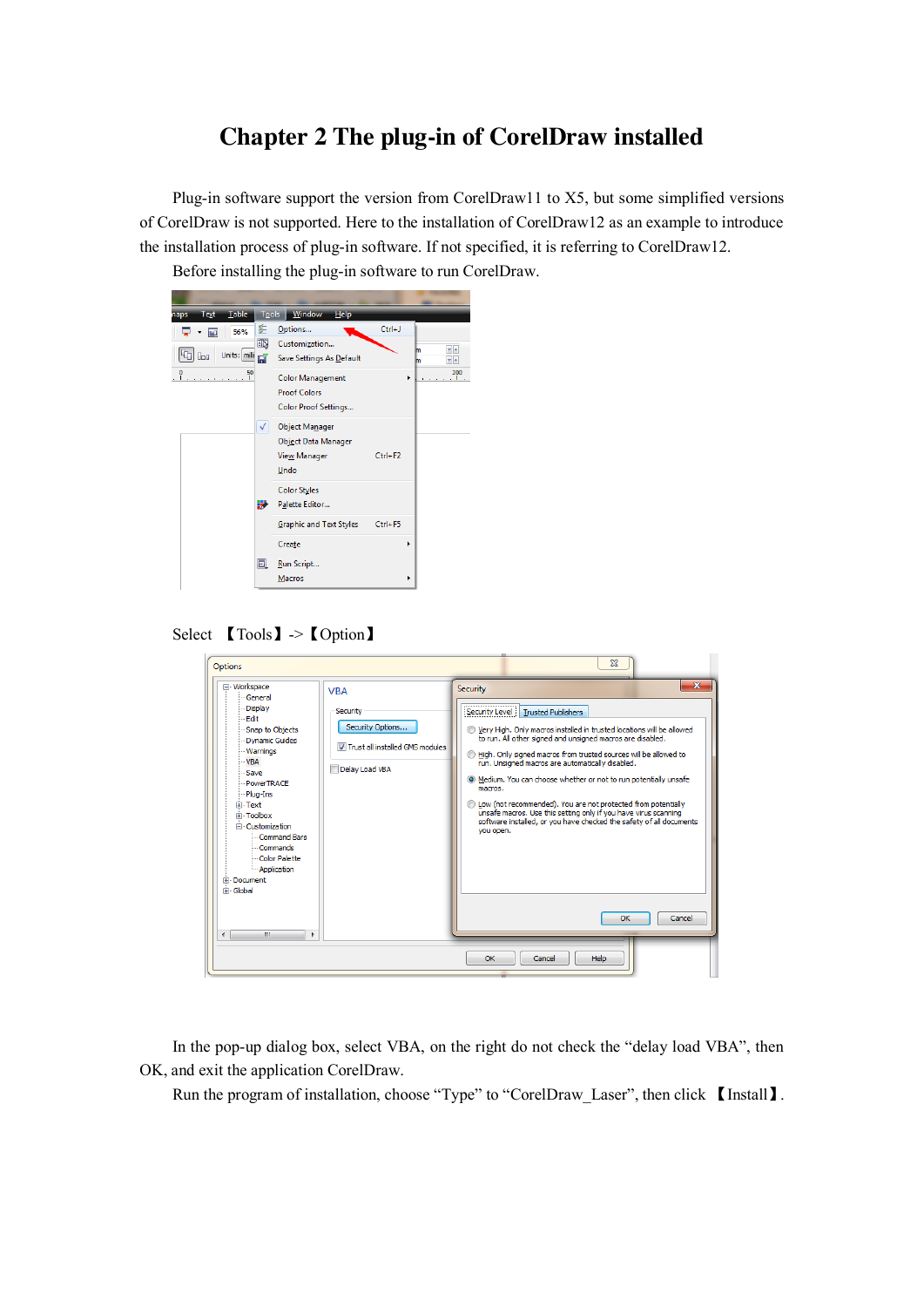# Chapter 2 The plug-in of CorelDraw installed

Plug-in software support the version from CorelDraw11 to X5, but some simplified versions of CorelDraw is not supported. Here to the installation of CorelDraw12 as an example to introduce the installation process of plug-in software. If not specified, it is referring to CorelDraw12.

Before installing the plug-in software to run CorelDraw.

Select 【Tools】->【Option】

In the pop-up dialog box, select VBA, on the right do not check the "delay load VBA", then OK, and exit the application CorelDraw.

Run the program of installation, choose "Type" to "CorelDraw_Laser", then click 【Install】.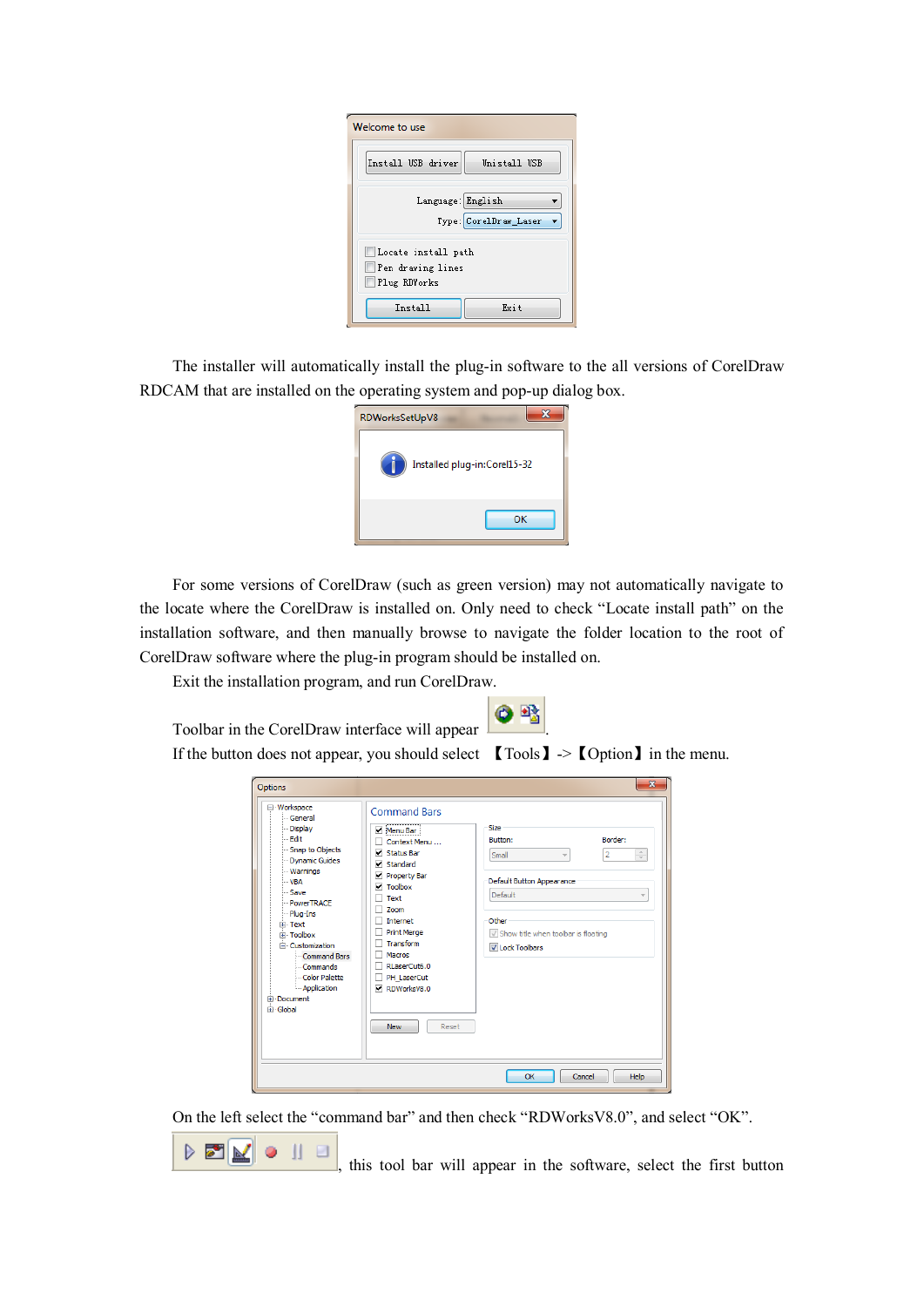The installer will automatically install the plug-in software to the all versions of CorelDraw RDCAM that are installed on the operating system and pop-up dialog box.

For some versions of CorelDraw (such as green version) may not automatically navigate to the locate where the CorelDraw is installed on. Only need to check “Locate install path” on the installation software, and then manually browse to navigate the folder location to the root of CorelDraw software where the plug-in program should be installed on.

Exit the installation program, and run CorelDraw.

Toolbar in the CorelDraw interface will appear .

If the button does not appear, you should select 【Tools】->【Option】in the menu.

On the left select the “command bar” and then check “RDWorksV8.0”, and select “OK”.

, this tool bar will appear in the software, select the first button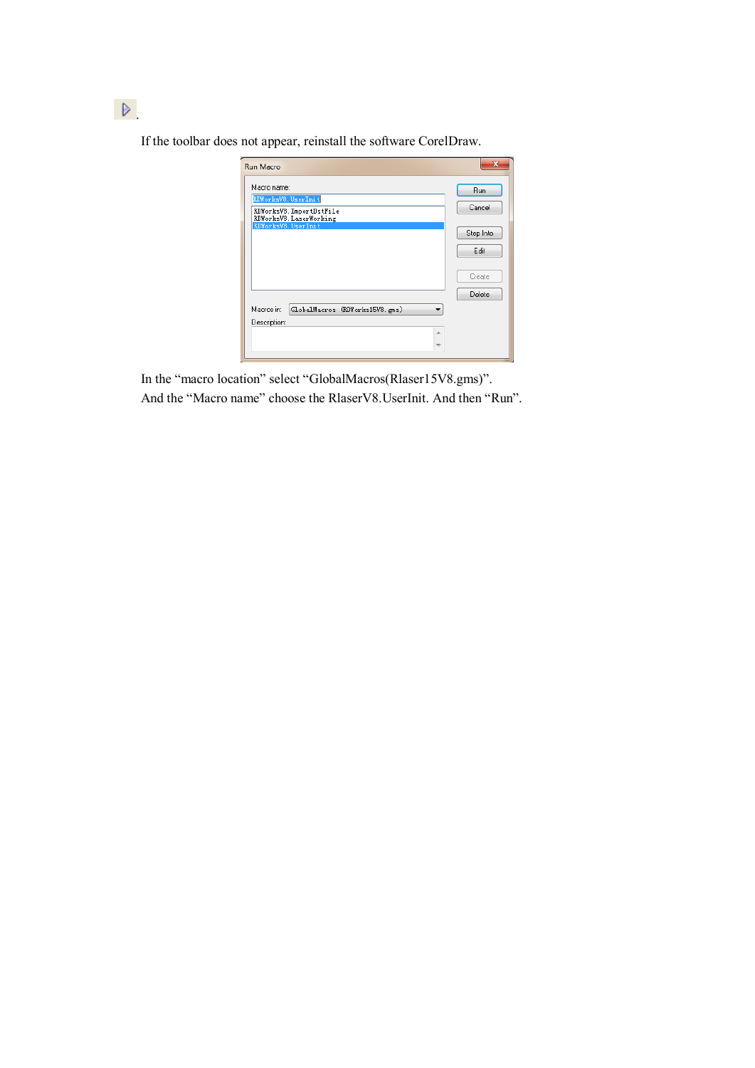.

If the toolbar does not appear, reinstall the software CorelDraw.

In the “macro location” select “GlobalMacros(Rlaser15V8.gms)”.

And the “Macro name” choose the RlaserV8.UserInit. And then “Run”.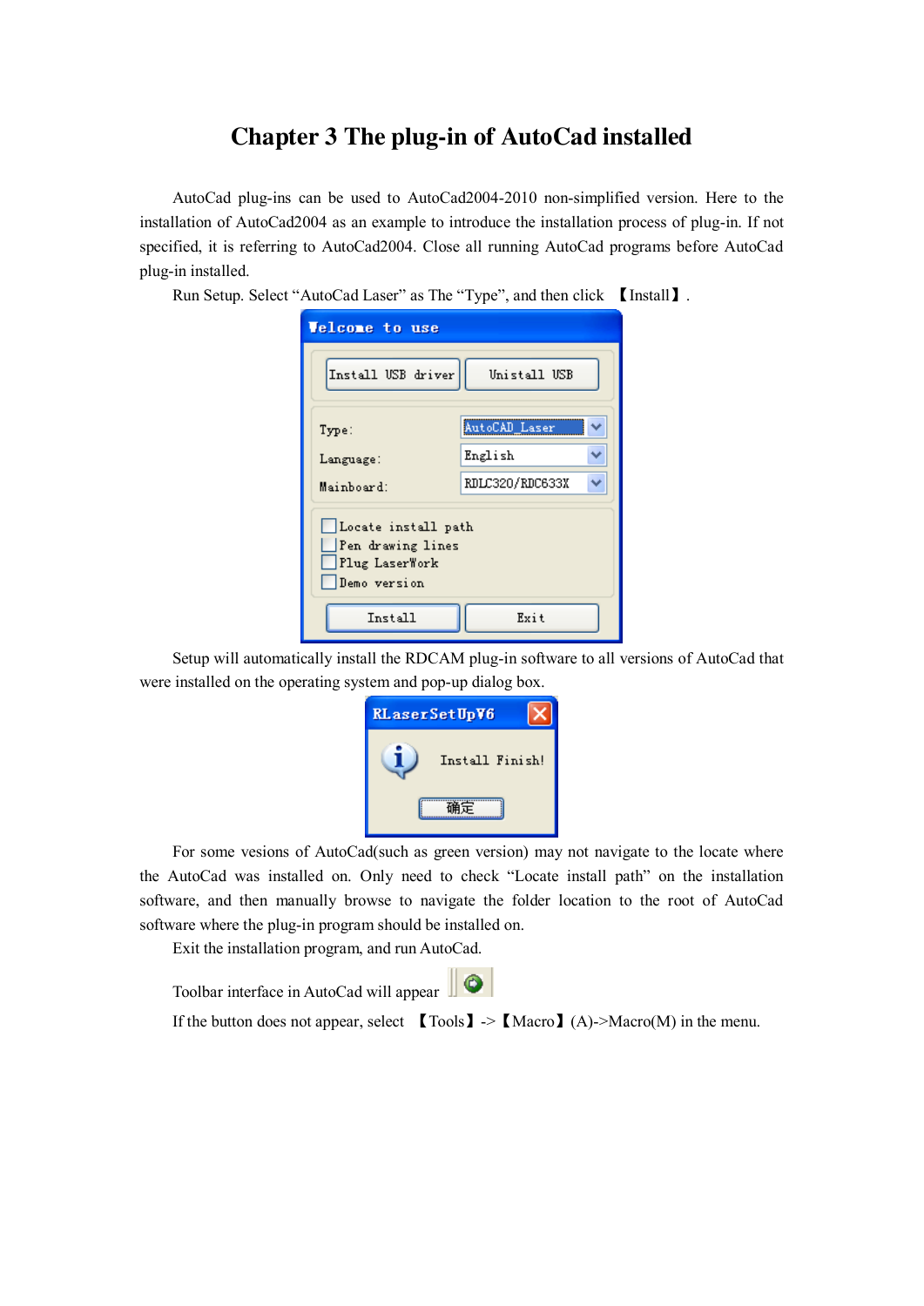# Chapter 3 The plug-in of AutoCad installed

AutoCad plug-ins can be used to AutoCad2004-2010 non-simplified version. Here to the installation of AutoCad2004 as an example to introduce the installation process of plug-in. If not specified, it is referring to AutoCad2004. Close all running AutoCad programs before AutoCad plug-in installed.

Run Setup. Select "AutoCad Laser" as The "Type", and then click 【Install】.

Setup will automatically install the RDCAM plug-in software to all versions of AutoCad that were installed on the operating system and pop-up dialog box.

For some vesions of AutoCad(such as green version) may not navigate to the locate where the AutoCad was installed on. Only need to check "Locate install path" on the installation software, and then manually browse to navigate the folder location to the root of AutoCad software where the plug-in program should be installed on.

Exit the installation program, and run AutoCad.

Toolbar interface in AutoCad will appear

If the button does not appear, select 【Tools】-> 【Macro】(A)->Macro(M) in the menu.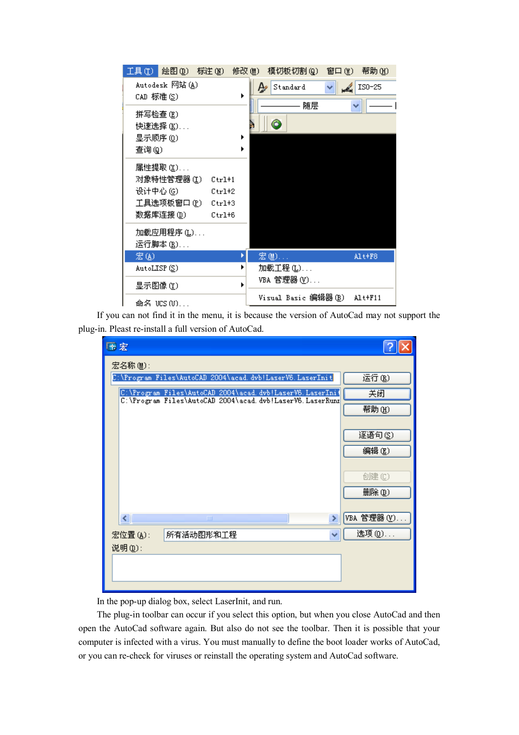If you can not find it in the menu, it is because the version of AutoCad may not support the plug-in. Pleast re-install a full version of AutoCad.

In the pop-up dialog box, select LaserInit, and run.

The plug-in toolbar can occur if you select this option, but when you close AutoCad and then open the AutoCad software again. But also do not see the toolbar. Then it is possible that your computer is infected with a virus. You must manually to define the boot loader works of AutoCad, or you can re-check for viruses or reinstall the operating system and AutoCad software.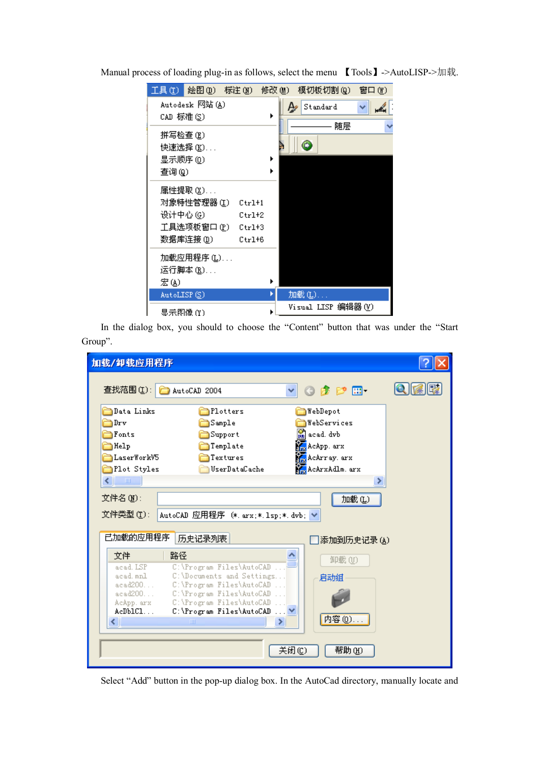Manual process of loading plug-in as follows, select the menu 【Tools】->AutoLISP->加载.

In the dialog box, you should to choose the “Content” button that was under the “Start Group”.

Select “Add” button in the pop-up dialog box. In the AutoCad directory, manually locate and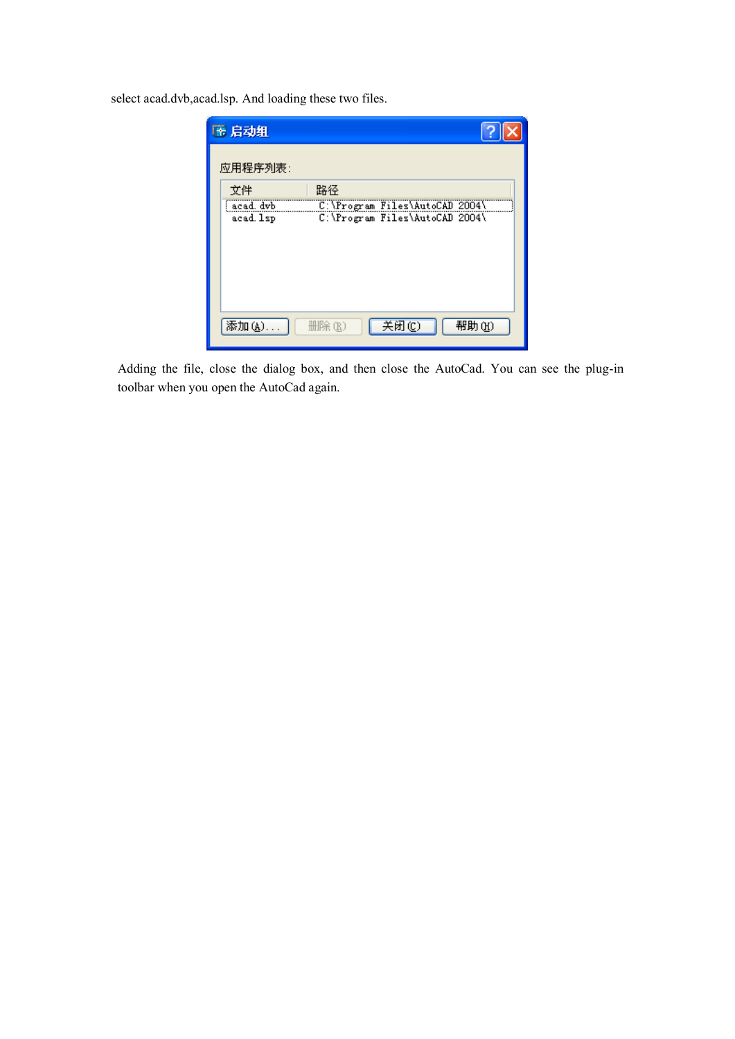select acad.dvb,acad.lsp. And loading these two files.

启动组

应用程序列表:

| 文件 | 路径 |
| --- | --- |
| acad.dvb | C:\Program Files\AutoCAD 2004\ |
| acad.lsp | C:\Program Files\AutoCAD 2004\ |

添加(A)... 删除(R) 关闭(C) 帮助(H)

Adding the file, close the dialog box, and then close the AutoCad. You can see the plug-in toolbar when you open the AutoCad again.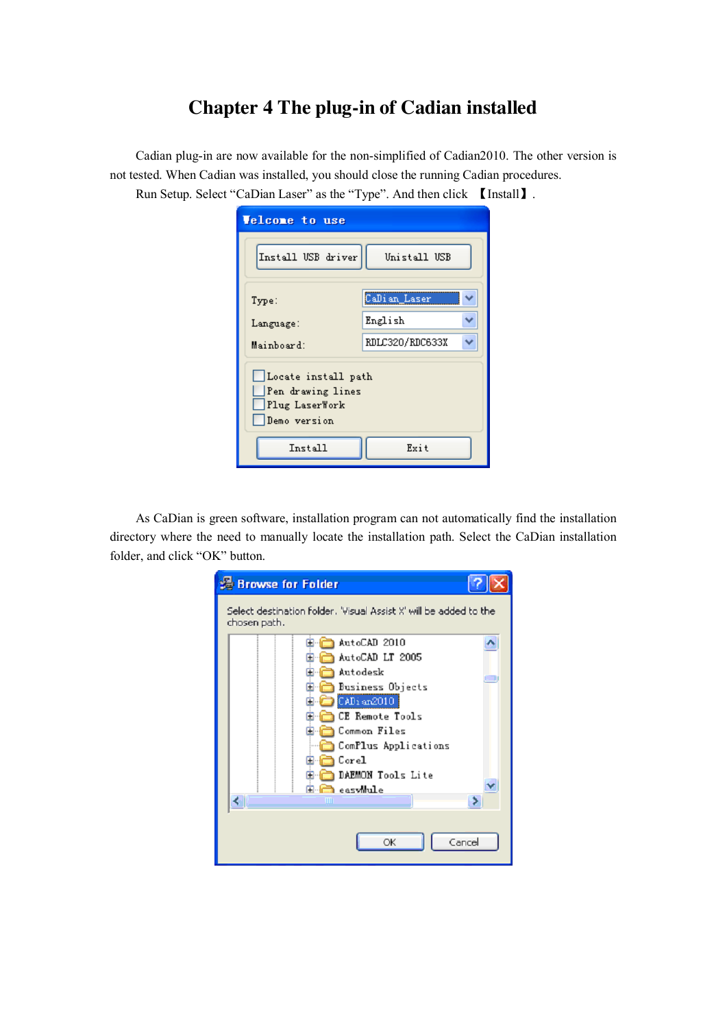# Chapter 4 The plug-in of Cadian installed

Cadian plug-in are now available for the non-simplified of Cadian2010. The other version is not tested. When Cadian was installed, you should close the running Cadian procedures.

Run Setup. Select “CaDian Laser” as the “Type”. And then click 【Install】.

As CaDian is green software, installation program can not automatically find the installation directory where the need to manually locate the installation path. Select the CaDian installation folder, and click “OK” button.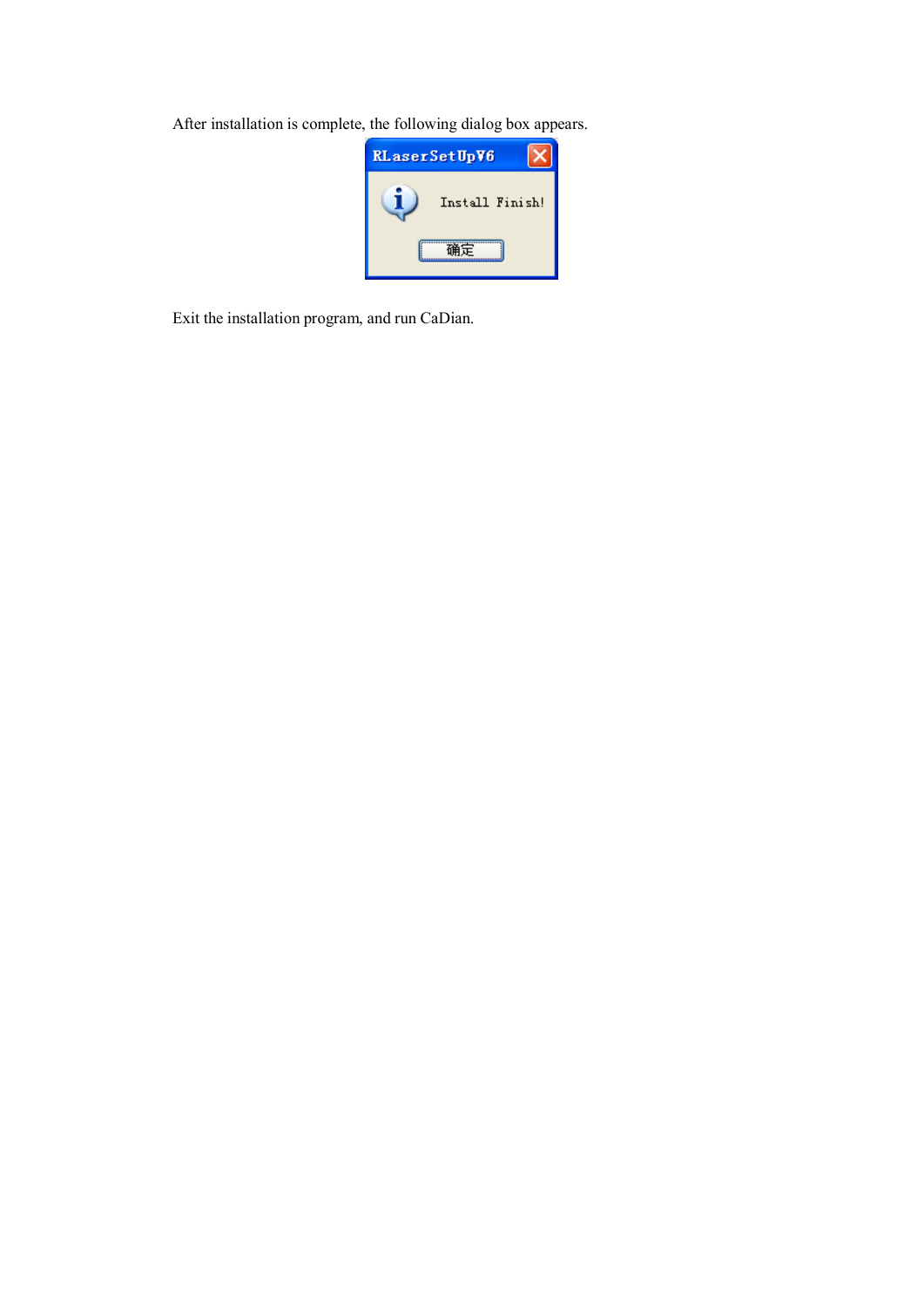After installation is complete, the following dialog box appears.

Exit the installation program, and run CaDian.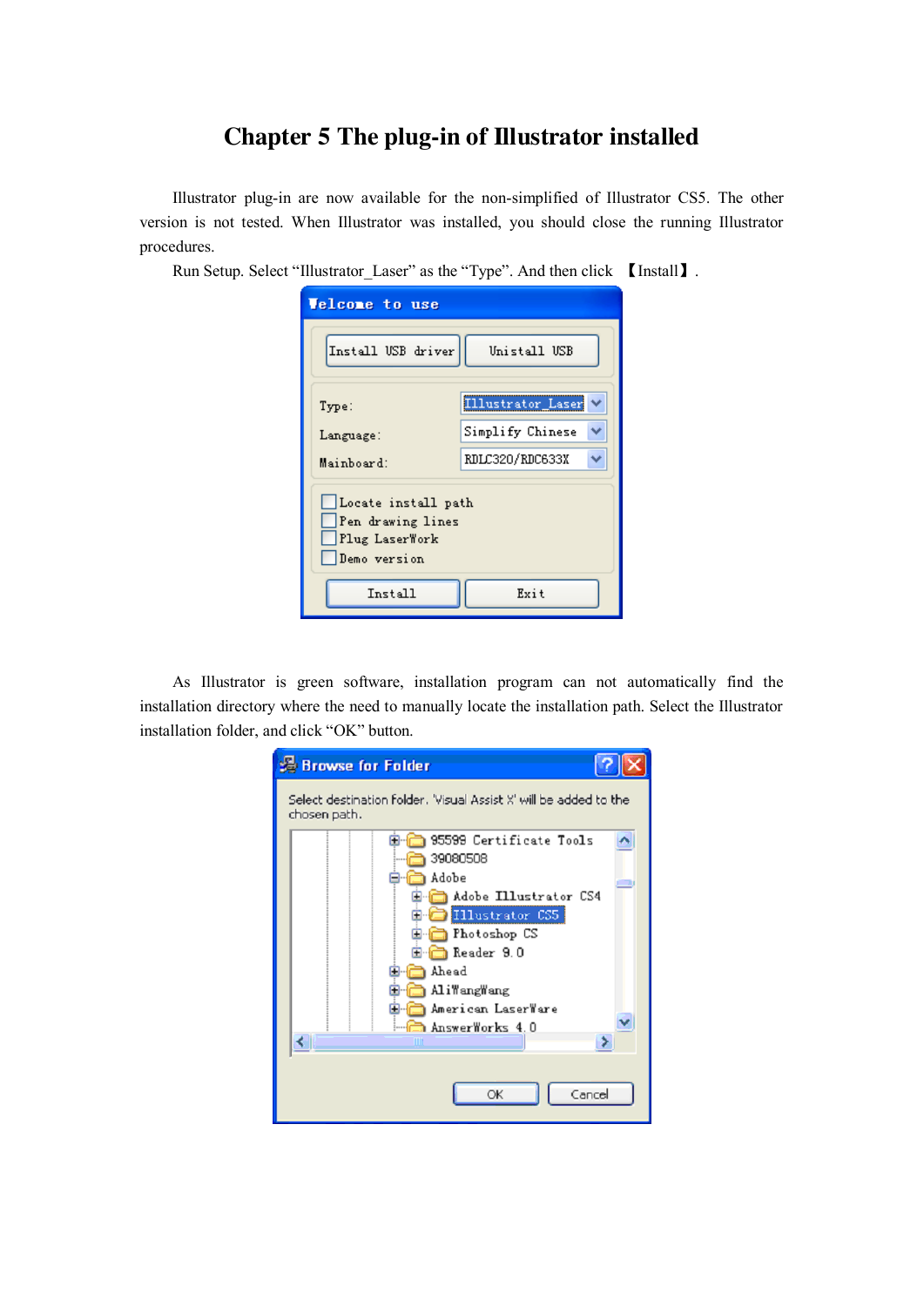# Chapter 5 The plug-in of Illustrator installed

Illustrator plug-in are now available for the non-simplified of Illustrator CS5. The other version is not tested. When Illustrator was installed, you should close the running Illustrator procedures.

Run Setup. Select “Illustrator_Laser” as the “Type”. And then click 【Install】.

As Illustrator is green software, installation program can not automatically find the installation directory where the need to manually locate the installation path. Select the Illustrator installation folder, and click “OK” button.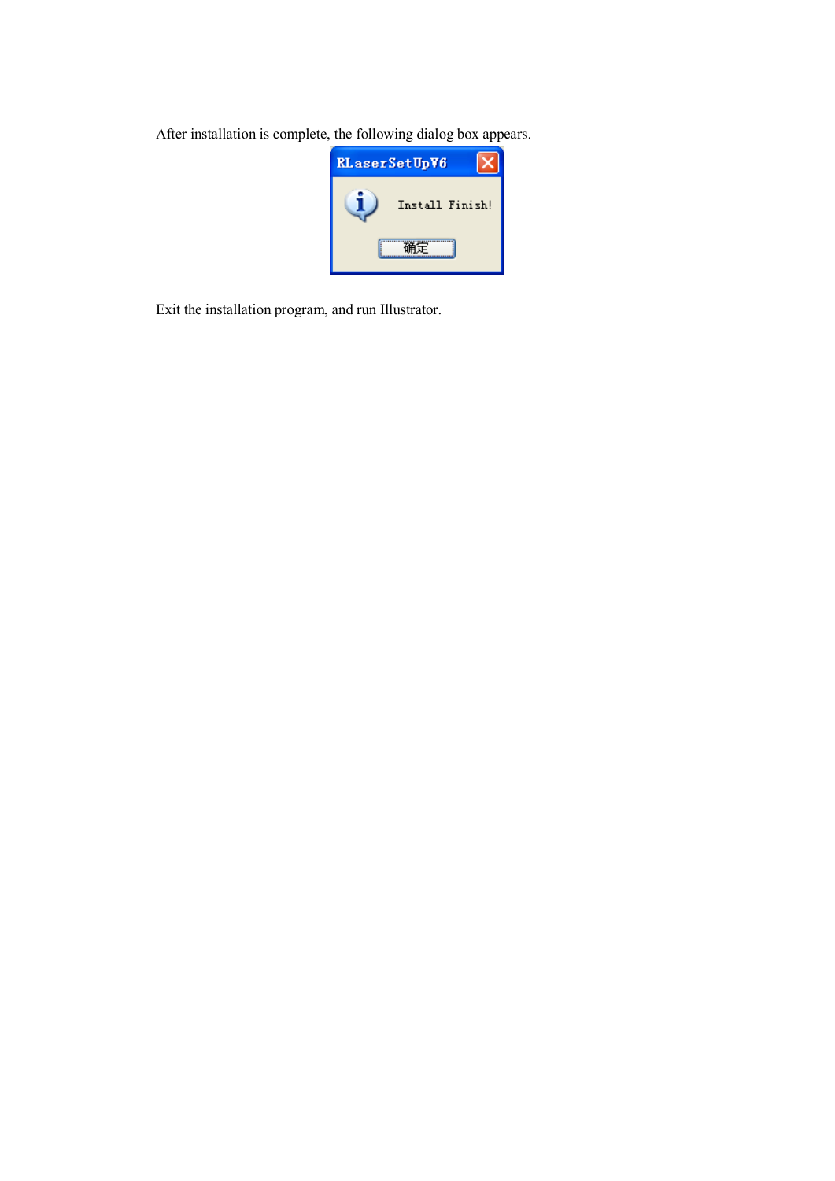After installation is complete, the following dialog box appears.

Exit the installation program, and run Illustrator.